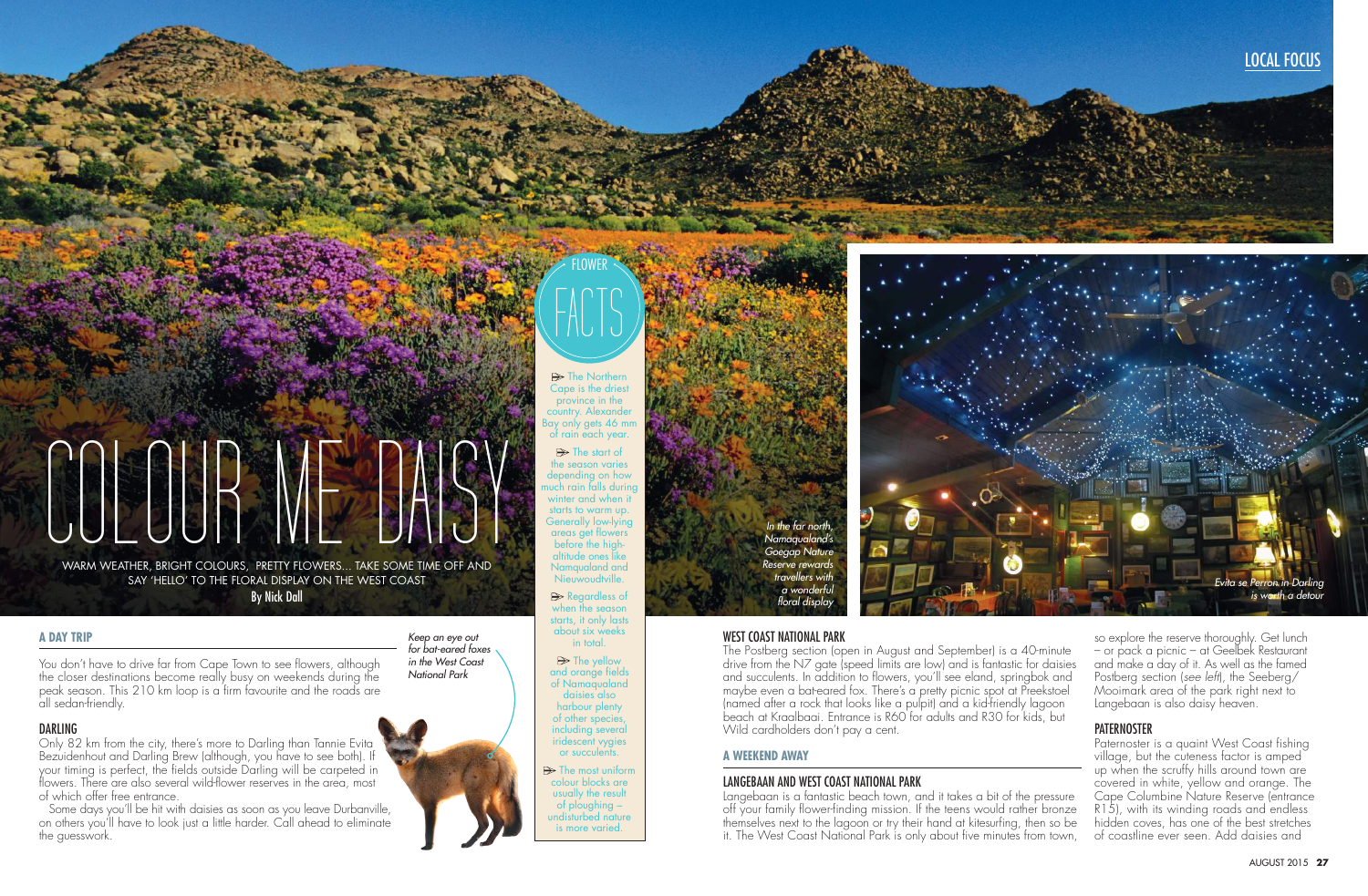# COLOUR ME DAISY

WARM WEATHER, BRIGHT COLOURS, PRETTY FLOWERS... TAKE SOME TIME OFF AND SAY 'HELLO' TO THE FLORAL DISPLAY ON THE WEST COAST

By Nick Dall

## FLOWER FACTS

- The Northern Cape is the driest province in the country. Alexander Bay only gets 46 mm of rain each year.
- The start of the season varies depending on how much rain falls during winter and when it starts to warm up. Generally low-lying areas get flowers before the high-altitude ones like Namaqualand and Nieuwoudtville.
- Regardless of when the season starts, it only lasts about six weeks in total.
- The yellow and orange fields of Namaqualand daisies also harbour plenty of other species, including several iridescent vygies or succulents.
- The most uniform colour blocks are usually the result of ploughing – undisturbed nature is more varied.

*In the far north, Namaqualand's Goegap Nature Reserve rewards travellers with a wonderful floral display*

*Evita se Perron in Darling is worth a detour*

## A DAY TRIP

You don't have to drive far from Cape Town to see flowers, although the closer destinations become really busy on weekends during the peak season. This 210 km loop is a firm favourite and the roads are all sedan-friendly.

*Keep an eye out for bat-eared foxes in the West Coast National Park*

### DARLING

Only 82 km from the city, there's more to Darling than Tannie Evita Bezuidenhout and Darling Brew (although, you have to see both). If your timing is perfect, the fields outside Darling will be carpeted in flowers. There are also several wild-flower reserves in the area, most of which offer free entrance.

Some days you'll be hit with daisies as soon as you leave Durbanville, on others you'll have to look just a little harder. Call ahead to eliminate the guesswork.

### WEST COAST NATIONAL PARK

The Postberg section (open in August and September) is a 40-minute drive from the N7 gate (speed limits are low) and is fantastic for daisies and succulents. In addition to flowers, you'll see eland, springbok and maybe even a bat-eared fox. There's a pretty picnic spot at Preekstoel (named after a rock that looks like a pulpit) and a kid-friendly lagoon beach at Kraalbaai. Entrance is R60 for adults and R30 for kids, but Wild cardholders don't pay a cent.

## A WEEKEND AWAY

### LANGEBAAN AND WEST COAST NATIONAL PARK

Langebaan is a fantastic beach town, and it takes a bit of the pressure off your family flower-finding mission. If the teens would rather bronze themselves next to the lagoon or try their hand at kitesurfing, then so be it. The West Coast National Park is only about five minutes from town, so explore the reserve thoroughly. Get lunch – or pack a picnic – at Geelbek Restaurant and make a day of it. As well as the famed Postberg section (*see left*), the Seeberg/Mooimark area of the park right next to Langebaan is also daisy heaven.

### PATERNOSTER

Paternoster is a quaint West Coast fishing village, but the cuteness factor is amped up when the scruffy hills around town are covered in white, yellow and orange. The Cape Columbine Nature Reserve (entrance R15), with its winding roads and endless hidden coves, has one of the best stretches of coastline ever seen. Add daisies and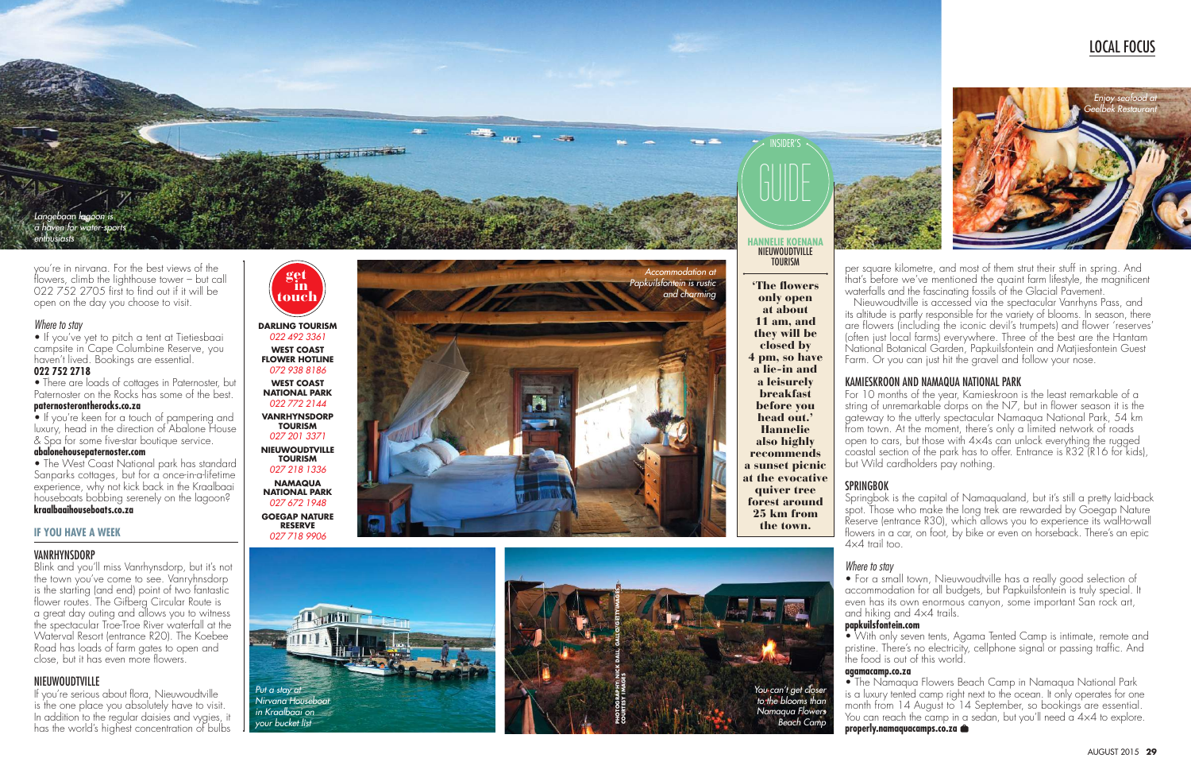## LOCAL FOCUS

*Langebaan lagoon is a haven for water-sports enthusiasts*

*Enjoy seafood at Geelbek Restaurant*

you're in nirvana. For the best views of the flowers, climb the lighthouse tower – but call 022 752 2705 first to find out if it will be open on the day you choose to visit.

*Where to stay*

- If you've yet to pitch a tent at Tietiesbaai campsite in Cape Columbine Reserve, you haven't lived. Bookings are essential. **022 752 2718**
- There are loads of cottages in Paternoster, but Paternoster on the Rocks has some of the best. **paternosterontherocks.co.za**
- If you're keen for a touch of pampering and luxury, head in the direction of Abalone House & Spa for some five-star boutique service. **abalonehousepaternoster.com**
- The West Coast National park has standard Sanparks cottages, but for a once-in-a-lifetime experience, why not kick back in the Kraalbaai houseboats bobbing serenely on the lagoon? **kraalbaaihouseboats.co.za**

### IF YOU HAVE A WEEK

#### VANRHYNSDORP

Blink and you'll miss Vanrhynsdorp, but it's not the town you've come to see. Vanrhynsdorp is the starting (and end) point of two fantastic flower routes. The Gifberg Circular Route is a great day outing and allows you to witness the spectacular Troe-Troe River waterfall at the Waterval Resort (entrance R20). The Koebee Road has loads of farm gates to open and close, but it has even more flowers.

#### NIEUWOUDTVILLE

If you're serious about flora, Nieuwoudtville is the one place you absolutely have to visit. In addition to the regular daisies and vygies, it has the world's highest concentration of bulbs per square kilometre, and most of them strut their stuff in spring. And that's before we've mentioned the quaint farm lifestyle, the magnificent waterfalls and the fascinating fossils of the Glacial Pavement.

Nieuwoudtville is accessed via the spectacular Vanrhyns Pass, and its altitude is partly responsible for the variety of blooms. In season, there are flowers (including the iconic devil's trumpets) and flower 'reserves' (often just local farms) everywhere. Three of the best are the Hantam National Botanical Garden, Papkuilsfontein and Matjiesfontein Guest Farm. Or you can just hit the gravel and follow your nose.

#### KAMIESKROON AND NAMAQUA NATIONAL PARK

For 10 months of the year, Kamieskroon is the least remarkable of a string of unremarkable dorps on the N7, but in flower season it is the gateway to the utterly spectacular Namaqua National Park, 54 km from town. At the moment, there's only a limited network of roads open to cars, but those with 4×4s can unlock everything the rugged coastal section of the park has to offer. Entrance is R32 (R16 for kids), but Wild cardholders pay nothing.

#### SPRINGBOK

Springbok is the capital of Namaqualand, but it's still a pretty laid-back spot. Those who make the long trek are rewarded by Goegap Nature Reserve (entrance R30), which allows you to experience its wall-to-wall flowers in a car, on foot, by bike or even on horseback. There's an epic 4×4 trail too.

*Where to stay*

- For a small town, Nieuwoudtville has a really good selection of accommodation for all budgets, but Papkuilsfontein is truly special. It even has its own enormous canyon, some important San rock art, and hiking and 4×4 trails. **papkuilsfontein.com**
- With only seven tents, Agama Tented Camp is intimate, remote and pristine. There's no electricity, cellphone signal or passing traffic. And the food is out of this world. **agamacamp.co.za**
- The Namaqua Flowers Beach Camp in Namaqua National Park is a luxury tented camp right next to the ocean. It only operates for one month from 14 August to 14 September, so bookings are essential. You can reach the camp in a sedan, but you'll need a 4×4 to explore. **properly.namaquacamps.co.za**

**get in touch**

**DARLING TOURISM**
*022 492 3361*

**WEST COAST FLOWER HOTLINE**
*072 938 8186*

**WEST COAST NATIONAL PARK**
*022 772 2144*

**VANRHYNSDORP TOURISM**
*027 201 3371*

**NIEUWOUDTVILLE TOURISM**
*027 218 1336*

**NAMAQUA NATIONAL PARK**
*027 672 1948*

**GOEGAP NATURE RESERVE**
*027 718 9906*

*Accommodation at Papkuilsfontein is rustic and charming*

INSIDER'S GUIDE

**HANNELIE KOENANA**
NIEUWOUDTVILLE TOURISM

**'The flowers only open at about 11 am, and they will be closed by 4 pm, so have a lie-in and a leisurely breakfast before you head out.' Hannelie also highly recommends a sunset picnic at the evocative quiver tree forest around 25 km from the town.**

*Put a stay at Nirvana Houseboat in Kraalbaai on your bucket list*

*You can't get closer to the blooms than Namaqua Flowers Beach Camp*

PHOTOGRAPHY: NICK DALL, GALLO/GETTY IMAGES, COURTESY IMAGES